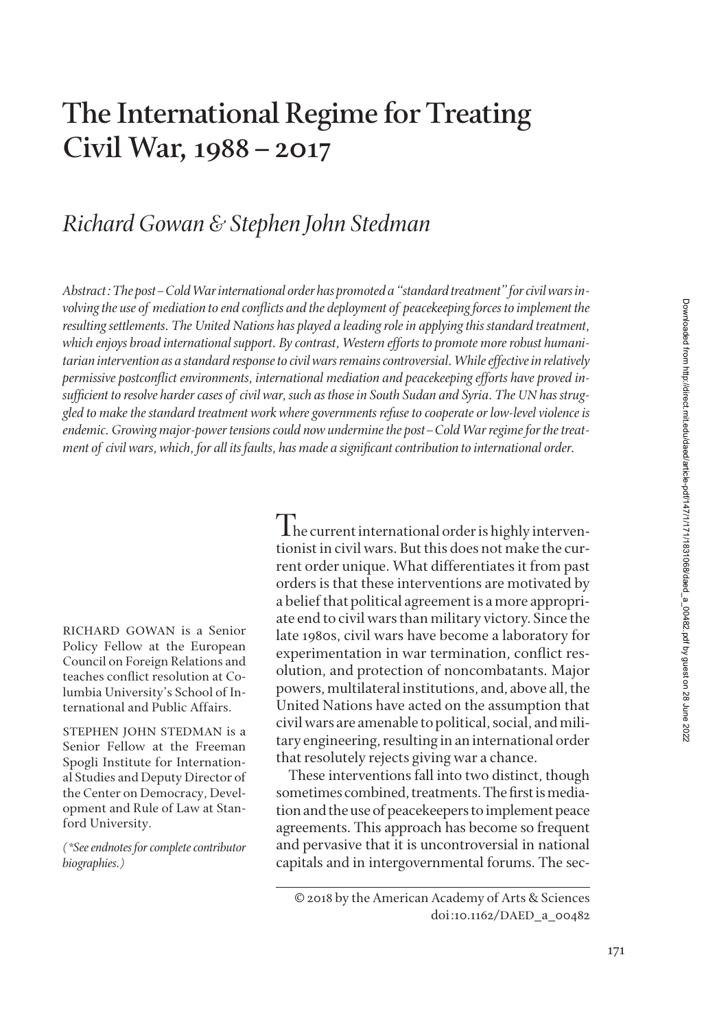# The International Regime for Treating Civil War, 1988 – 2017

## *Richard Gowan & Stephen John Stedman*

*Abstract: The post–Cold War international order has promoted a "standard treatment" for civil wars involving the use of mediation to end conflicts and the deployment of peacekeeping forces to implement the resulting settlements. The United Nations has played a leading role in applying this standard treatment, which enjoys broad international support. By contrast, Western efforts to promote more robust humanitarian intervention as a standard response to civil wars remains controversial. While effective in relatively permissive postconflict environments, international mediation and peacekeeping efforts have proved insufficient to resolve harder cases of civil war, such as those in South Sudan and Syria. The UN has struggled to make the standard treatment work where governments refuse to cooperate or low-level violence is endemic. Growing major-power tensions could now undermine the post–Cold War regime for the treatment of civil wars, which, for all its faults, has made a significant contribution to international order.*

RICHARD GOWAN is a Senior Policy Fellow at the European Council on Foreign Relations and teaches conflict resolution at Columbia University's School of International and Public Affairs.

STEPHEN JOHN STEDMAN is a Senior Fellow at the Freeman Spogli Institute for International Studies and Deputy Director of the Center on Democracy, Development and Rule of Law at Stanford University.

*(\*See endnotes for complete contributor biographies.)*

The current international order is highly interventionist in civil wars. But this does not make the current order unique. What differentiates it from past orders is that these interventions are motivated by a belief that political agreement is a more appropriate end to civil wars than military victory. Since the late 1980s, civil wars have become a laboratory for experimentation in war termination, conflict resolution, and protection of noncombatants. Major powers, multilateral institutions, and, above all, the United Nations have acted on the assumption that civil wars are amenable to political, social, and military engineering, resulting in an international order that resolutely rejects giving war a chance.

These interventions fall into two distinct, though sometimes combined, treatments. The first is mediation and the use of peacekeepers to implement peace agreements. This approach has become so frequent and pervasive that it is uncontroversial in national capitals and in intergovernmental forums. The sec-

© 2018 by the American Academy of Arts & Sciences
doi:10.1162/DAED_a_00482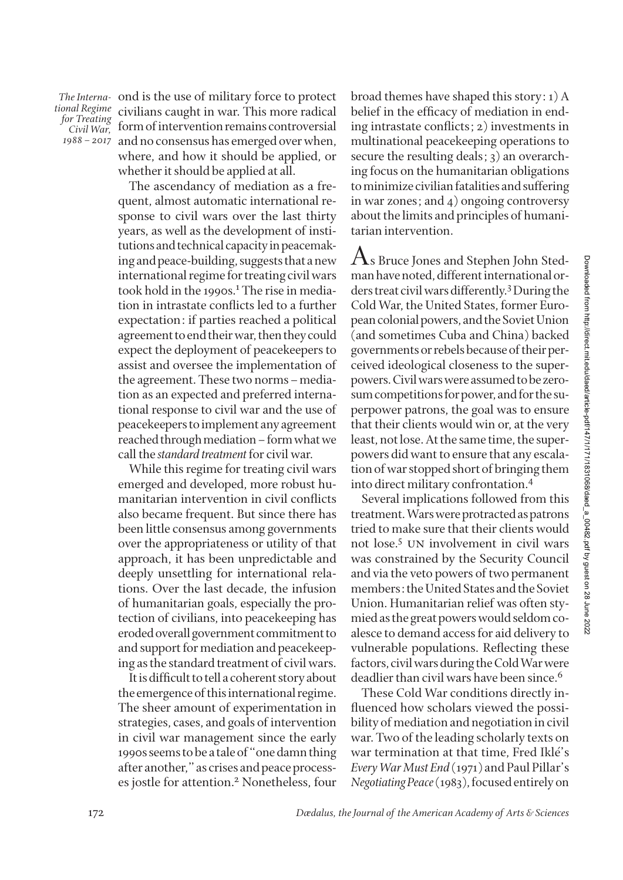ond is the use of military force to protect civilians caught in war. This more radical form of intervention remains controversial and no consensus has emerged over when, where, and how it should be applied, or whether it should be applied at all.

The ascendancy of mediation as a frequent, almost automatic international response to civil wars over the last thirty years, as well as the development of institutions and technical capacity in peacemaking and peace-building, suggests that a new international regime for treating civil wars took hold in the 1990s.[1] The rise in mediation in intrastate conflicts led to a further expectation: if parties reached a political agreement to end their war, then they could expect the deployment of peacekeepers to assist and oversee the implementation of the agreement. These two norms – mediation as an expected and preferred international response to civil war and the use of peacekeepers to implement any agreement reached through mediation – form what we call the *standard treatment* for civil war.

While this regime for treating civil wars emerged and developed, more robust humanitarian intervention in civil conflicts also became frequent. But since there has been little consensus among governments over the appropriateness or utility of that approach, it has been unpredictable and deeply unsettling for international relations. Over the last decade, the infusion of humanitarian goals, especially the protection of civilians, into peacekeeping has eroded overall government commitment to and support for mediation and peacekeeping as the standard treatment of civil wars.

It is difficult to tell a coherent story about the emergence of this international regime. The sheer amount of experimentation in strategies, cases, and goals of intervention in civil war management since the early 1990s seems to be a tale of "one damn thing after another," as crises and peace processes jostle for attention.[2] Nonetheless, four broad themes have shaped this story: 1) A belief in the efficacy of mediation in ending intrastate conflicts; 2) investments in multinational peacekeeping operations to secure the resulting deals; 3) an overarching focus on the humanitarian obligations to minimize civilian fatalities and suffering in war zones; and 4) ongoing controversy about the limits and principles of humanitarian intervention.

As Bruce Jones and Stephen John Stedman have noted, different international orders treat civil wars differently.[3] During the Cold War, the United States, former European colonial powers, and the Soviet Union (and sometimes Cuba and China) backed governments or rebels because of their perceived ideological closeness to the superpowers. Civil wars were assumed to be zero-sum competitions for power, and for the superpower patrons, the goal was to ensure that their clients would win or, at the very least, not lose. At the same time, the superpowers did want to ensure that any escalation of war stopped short of bringing them into direct military confrontation.[4]

Several implications followed from this treatment. Wars were protracted as patrons tried to make sure that their clients would not lose.[5] UN involvement in civil wars was constrained by the Security Council and via the veto powers of two permanent members: the United States and the Soviet Union. Humanitarian relief was often stymied as the great powers would seldom coalesce to demand access for aid delivery to vulnerable populations. Reflecting these factors, civil wars during the Cold War were deadlier than civil wars have been since.[6]

These Cold War conditions directly influenced how scholars viewed the possibility of mediation and negotiation in civil war. Two of the leading scholarly texts on war termination at that time, Fred Iklé's *Every War Must End* (1971) and Paul Pillar's *Negotiating Peace* (1983), focused entirely on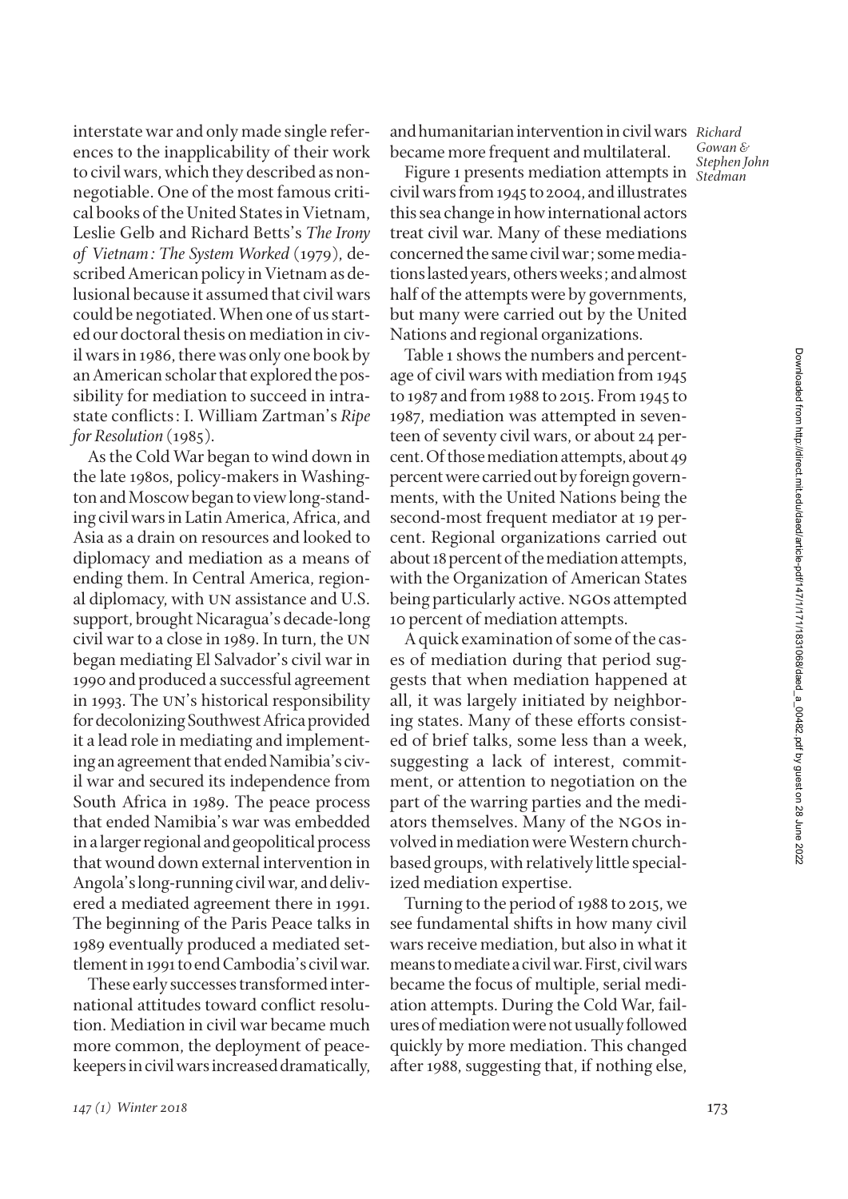interstate war and only made single references to the inapplicability of their work to civil wars, which they described as nonnegotiable. One of the most famous critical books of the United States in Vietnam, Leslie Gelb and Richard Betts's *The Irony of Vietnam: The System Worked* (1979), described American policy in Vietnam as delusional because it assumed that civil wars could be negotiated. When one of us started our doctoral thesis on mediation in civil wars in 1986, there was only one book by an American scholar that explored the possibility for mediation to succeed in intrastate conflicts: I. William Zartman's *Ripe for Resolution* (1985).

As the Cold War began to wind down in the late 1980s, policy-makers in Washington and Moscow began to view long-standing civil wars in Latin America, Africa, and Asia as a drain on resources and looked to diplomacy and mediation as a means of ending them. In Central America, regional diplomacy, with UN assistance and U.S. support, brought Nicaragua's decade-long civil war to a close in 1989. In turn, the UN began mediating El Salvador's civil war in 1990 and produced a successful agreement in 1993. The UN's historical responsibility for decolonizing Southwest Africa provided it a lead role in mediating and implementing an agreement that ended Namibia's civil war and secured its independence from South Africa in 1989. The peace process that ended Namibia's war was embedded in a larger regional and geopolitical process that wound down external intervention in Angola's long-running civil war, and delivered a mediated agreement there in 1991. The beginning of the Paris Peace talks in 1989 eventually produced a mediated settlement in 1991 to end Cambodia's civil war.

These early successes transformed international attitudes toward conflict resolution. Mediation in civil war became much more common, the deployment of peacekeepers in civil wars increased dramatically, and humanitarian intervention in civil wars became more frequent and multilateral.

Figure 1 presents mediation attempts in civil wars from 1945 to 2004, and illustrates this sea change in how international actors treat civil war. Many of these mediations concerned the same civil war; some mediations lasted years, others weeks; and almost half of the attempts were by governments, but many were carried out by the United Nations and regional organizations.

Table 1 shows the numbers and percentage of civil wars with mediation from 1945 to 1987 and from 1988 to 2015. From 1945 to 1987, mediation was attempted in seventeen of seventy civil wars, or about 24 percent. Of those mediation attempts, about 49 percent were carried out by foreign governments, with the United Nations being the second-most frequent mediator at 19 percent. Regional organizations carried out about 18 percent of the mediation attempts, with the Organization of American States being particularly active. NGOs attempted 10 percent of mediation attempts.

A quick examination of some of the cases of mediation during that period suggests that when mediation happened at all, it was largely initiated by neighboring states. Many of these efforts consisted of brief talks, some less than a week, suggesting a lack of interest, commitment, or attention to negotiation on the part of the warring parties and the mediators themselves. Many of the NGOs involved in mediation were Western church-based groups, with relatively little specialized mediation expertise.

Turning to the period of 1988 to 2015, we see fundamental shifts in how many civil wars receive mediation, but also in what it means to mediate a civil war. First, civil wars became the focus of multiple, serial mediation attempts. During the Cold War, failures of mediation were not usually followed quickly by more mediation. This changed after 1988, suggesting that, if nothing else,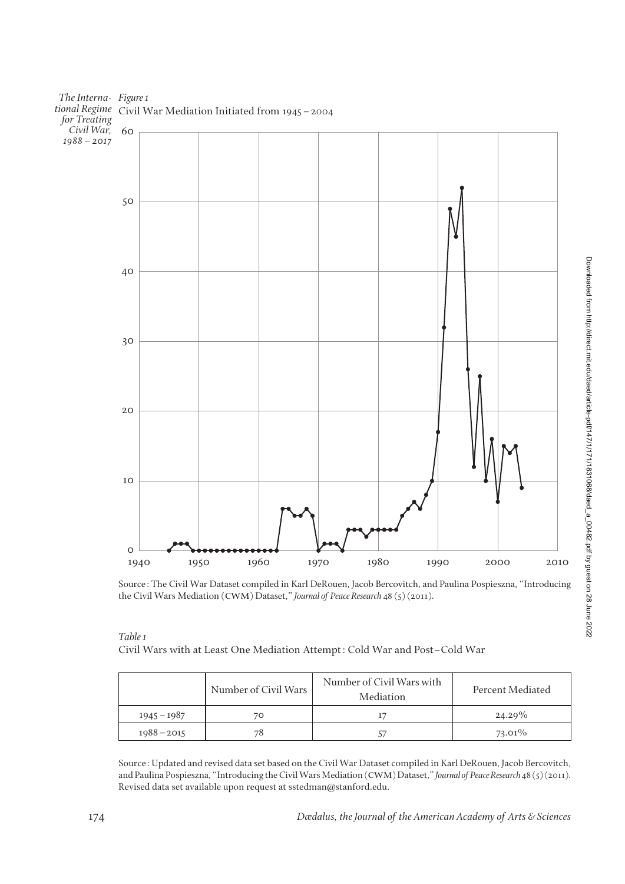*Figure 1*

Civil War Mediation Initiated from 1945 – 2004

Source: The Civil War Dataset compiled in Karl DeRouen, Jacob Bercovitch, and Paulina Pospieszna, "Introducing the Civil Wars Mediation (CWM) Dataset," *Journal of Peace Research* 48 (5) (2011).

*Table 1*

Civil Wars with at Least One Mediation Attempt: Cold War and Post–Cold War

| | Number of Civil Wars | Number of Civil Wars with Mediation | Percent Mediated |
|---|---|---|---|
| 1945 – 1987 | 70 | 17 | 24.29% |
| 1988 – 2015 | 78 | 57 | 73.01% |

Source: Updated and revised data set based on the Civil War Dataset compiled in Karl DeRouen, Jacob Bercovitch, and Paulina Pospieszna, "Introducing the Civil Wars Mediation (CWM) Dataset," *Journal of Peace Research* 48 (5) (2011). Revised data set available upon request at sstedman@stanford.edu.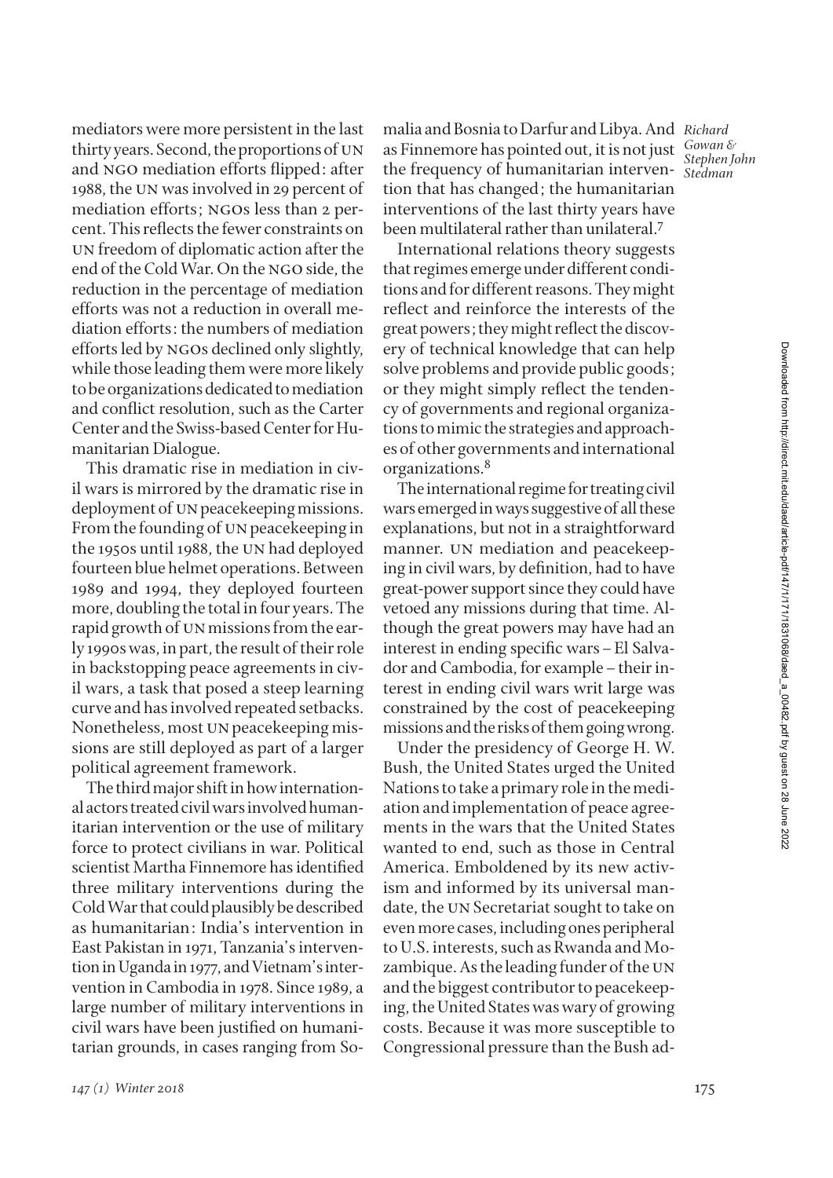mediators were more persistent in the last thirty years. Second, the proportions of UN and NGO mediation efforts flipped: after 1988, the UN was involved in 29 percent of mediation efforts; NGOs less than 2 percent. This reflects the fewer constraints on UN freedom of diplomatic action after the end of the Cold War. On the NGO side, the reduction in the percentage of mediation efforts was not a reduction in overall mediation efforts: the numbers of mediation efforts led by NGOs declined only slightly, while those leading them were more likely to be organizations dedicated to mediation and conflict resolution, such as the Carter Center and the Swiss-based Center for Humanitarian Dialogue.

This dramatic rise in mediation in civil wars is mirrored by the dramatic rise in deployment of UN peacekeeping missions. From the founding of UN peacekeeping in the 1950s until 1988, the UN had deployed fourteen blue helmet operations. Between 1989 and 1994, they deployed fourteen more, doubling the total in four years. The rapid growth of UN missions from the early 1990s was, in part, the result of their role in backstopping peace agreements in civil wars, a task that posed a steep learning curve and has involved repeated setbacks. Nonetheless, most UN peacekeeping missions are still deployed as part of a larger political agreement framework.

The third major shift in how international actors treated civil wars involved humanitarian intervention or the use of military force to protect civilians in war. Political scientist Martha Finnemore has identified three military interventions during the Cold War that could plausibly be described as humanitarian: India's intervention in East Pakistan in 1971, Tanzania's intervention in Uganda in 1977, and Vietnam's intervention in Cambodia in 1978. Since 1989, a large number of military interventions in civil wars have been justified on humanitarian grounds, in cases ranging from Somalia and Bosnia to Darfur and Libya. And as Finnemore has pointed out, it is not just the frequency of humanitarian intervention that has changed; the humanitarian interventions of the last thirty years have been multilateral rather than unilateral.[7]

International relations theory suggests that regimes emerge under different conditions and for different reasons. They might reflect and reinforce the interests of the great powers; they might reflect the discovery of technical knowledge that can help solve problems and provide public goods; or they might simply reflect the tendency of governments and regional organizations to mimic the strategies and approaches of other governments and international organizations.[8]

The international regime for treating civil wars emerged in ways suggestive of all these explanations, but not in a straightforward manner. UN mediation and peacekeeping in civil wars, by definition, had to have great-power support since they could have vetoed any missions during that time. Although the great powers may have had an interest in ending specific wars – El Salvador and Cambodia, for example – their interest in ending civil wars writ large was constrained by the cost of peacekeeping missions and the risks of them going wrong.

Under the presidency of George H. W. Bush, the United States urged the United Nations to take a primary role in the mediation and implementation of peace agreements in the wars that the United States wanted to end, such as those in Central America. Emboldened by its new activism and informed by its universal mandate, the UN Secretariat sought to take on even more cases, including ones peripheral to U.S. interests, such as Rwanda and Mozambique. As the leading funder of the UN and the biggest contributor to peacekeeping, the United States was wary of growing costs. Because it was more susceptible to Congressional pressure than the Bush ad-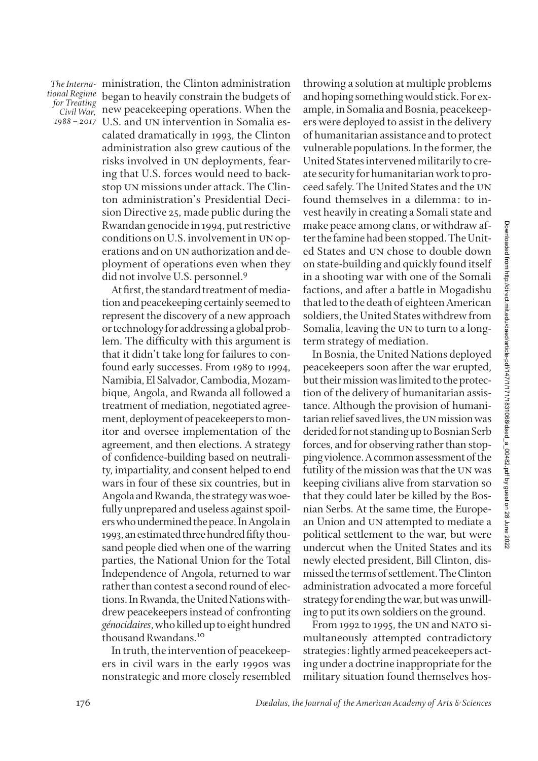ministration, the Clinton administration began to heavily constrain the budgets of new peacekeeping operations. When the U.S. and UN intervention in Somalia escalated dramatically in 1993, the Clinton administration also grew cautious of the risks involved in UN deployments, fearing that U.S. forces would need to backstop UN missions under attack. The Clinton administration's Presidential Decision Directive 25, made public during the Rwandan genocide in 1994, put restrictive conditions on U.S. involvement in UN operations and on UN authorization and deployment of operations even when they did not involve U.S. personnel.[9]

At first, the standard treatment of mediation and peacekeeping certainly seemed to represent the discovery of a new approach or technology for addressing a global problem. The difficulty with this argument is that it didn't take long for failures to confound early successes. From 1989 to 1994, Namibia, El Salvador, Cambodia, Mozambique, Angola, and Rwanda all followed a treatment of mediation, negotiated agreement, deployment of peacekeepers to monitor and oversee implementation of the agreement, and then elections. A strategy of confidence-building based on neutrality, impartiality, and consent helped to end wars in four of these six countries, but in Angola and Rwanda, the strategy was woefully unprepared and useless against spoilers who undermined the peace. In Angola in 1993, an estimated three hundred fifty thousand people died when one of the warring parties, the National Union for the Total Independence of Angola, returned to war rather than contest a second round of elections. In Rwanda, the United Nations withdrew peacekeepers instead of confronting *génocidaires*, who killed up to eight hundred thousand Rwandans.[10]

In truth, the intervention of peacekeepers in civil wars in the early 1990s was nonstrategic and more closely resembled throwing a solution at multiple problems and hoping something would stick. For example, in Somalia and Bosnia, peacekeepers were deployed to assist in the delivery of humanitarian assistance and to protect vulnerable populations. In the former, the United States intervened militarily to create security for humanitarian work to proceed safely. The United States and the UN found themselves in a dilemma: to invest heavily in creating a Somali state and make peace among clans, or withdraw after the famine had been stopped. The United States and UN chose to double down on state-building and quickly found itself in a shooting war with one of the Somali factions, and after a battle in Mogadishu that led to the death of eighteen American soldiers, the United States withdrew from Somalia, leaving the UN to turn to a long-term strategy of mediation.

In Bosnia, the United Nations deployed peacekeepers soon after the war erupted, but their mission was limited to the protection of the delivery of humanitarian assistance. Although the provision of humanitarian relief saved lives, the UN mission was derided for not standing up to Bosnian Serb forces, and for observing rather than stopping violence. A common assessment of the futility of the mission was that the UN was keeping civilians alive from starvation so that they could later be killed by the Bosnian Serbs. At the same time, the European Union and UN attempted to mediate a political settlement to the war, but were undercut when the United States and its newly elected president, Bill Clinton, dismissed the terms of settlement. The Clinton administration advocated a more forceful strategy for ending the war, but was unwilling to put its own soldiers on the ground.

From 1992 to 1995, the UN and NATO simultaneously attempted contradictory strategies: lightly armed peacekeepers acting under a doctrine inappropriate for the military situation found themselves hos-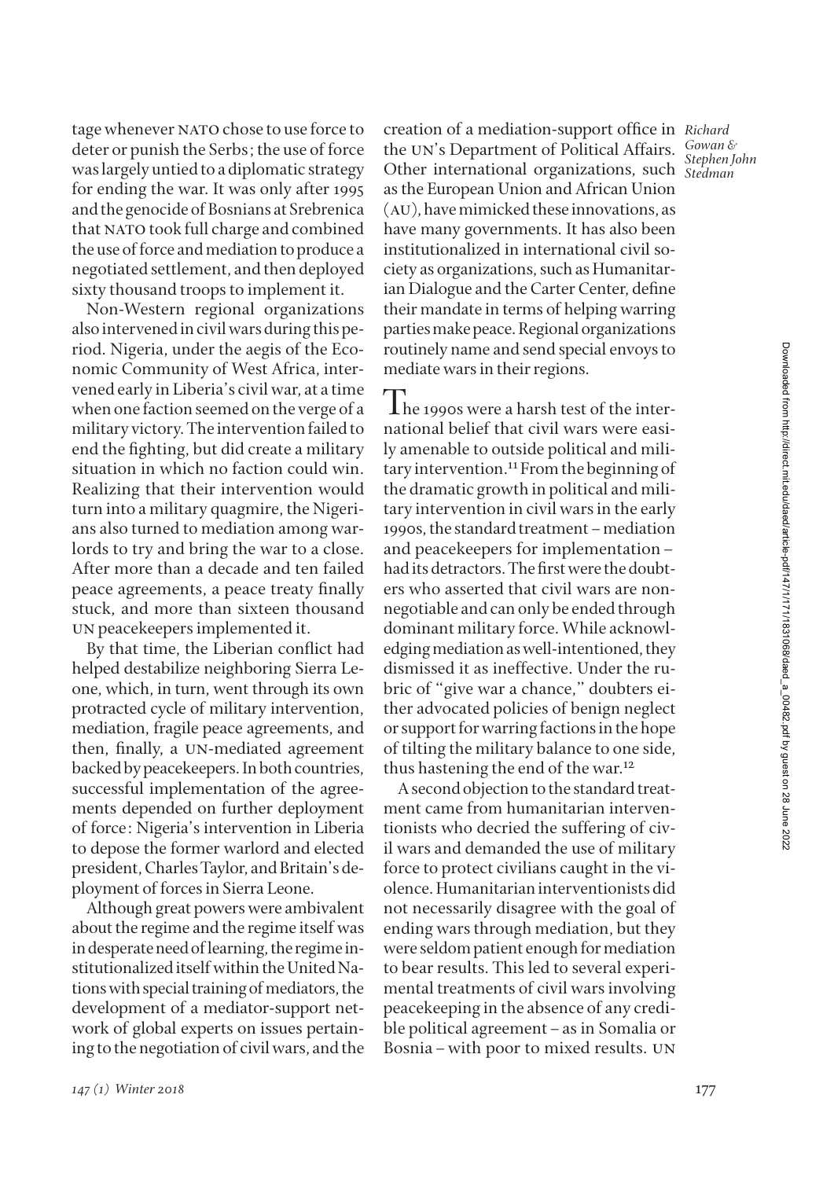tage whenever NATO chose to use force to deter or punish the Serbs; the use of force was largely untied to a diplomatic strategy for ending the war. It was only after 1995 and the genocide of Bosnians at Srebrenica that NATO took full charge and combined the use of force and mediation to produce a negotiated settlement, and then deployed sixty thousand troops to implement it.

Non-Western regional organizations also intervened in civil wars during this period. Nigeria, under the aegis of the Economic Community of West Africa, intervened early in Liberia's civil war, at a time when one faction seemed on the verge of a military victory. The intervention failed to end the fighting, but did create a military situation in which no faction could win. Realizing that their intervention would turn into a military quagmire, the Nigerians also turned to mediation among warlords to try and bring the war to a close. After more than a decade and ten failed peace agreements, a peace treaty finally stuck, and more than sixteen thousand UN peacekeepers implemented it.

By that time, the Liberian conflict had helped destabilize neighboring Sierra Leone, which, in turn, went through its own protracted cycle of military intervention, mediation, fragile peace agreements, and then, finally, a UN-mediated agreement backed by peacekeepers. In both countries, successful implementation of the agreements depended on further deployment of force: Nigeria's intervention in Liberia to depose the former warlord and elected president, Charles Taylor, and Britain's deployment of forces in Sierra Leone.

Although great powers were ambivalent about the regime and the regime itself was in desperate need of learning, the regime institutionalized itself within the United Nations with special training of mediators, the development of a mediator-support network of global experts on issues pertaining to the negotiation of civil wars, and the creation of a mediation-support office in the UN's Department of Political Affairs. Other international organizations, such as the European Union and African Union (AU), have mimicked these innovations, as have many governments. It has also been institutionalized in international civil society as organizations, such as Humanitarian Dialogue and the Carter Center, define their mandate in terms of helping warring parties make peace. Regional organizations routinely name and send special envoys to mediate wars in their regions.

The 1990s were a harsh test of the international belief that civil wars were easily amenable to outside political and military intervention.[11] From the beginning of the dramatic growth in political and military intervention in civil wars in the early 1990s, the standard treatment – mediation and peacekeepers for implementation – had its detractors. The first were the doubters who asserted that civil wars are nonnegotiable and can only be ended through dominant military force. While acknowledging mediation as well-intentioned, they dismissed it as ineffective. Under the rubric of "give war a chance," doubters either advocated policies of benign neglect or support for warring factions in the hope of tilting the military balance to one side, thus hastening the end of the war.[12]

A second objection to the standard treatment came from humanitarian interventionists who decried the suffering of civil wars and demanded the use of military force to protect civilians caught in the violence. Humanitarian interventionists did not necessarily disagree with the goal of ending wars through mediation, but they were seldom patient enough for mediation to bear results. This led to several experimental treatments of civil wars involving peacekeeping in the absence of any credible political agreement – as in Somalia or Bosnia – with poor to mixed results. UN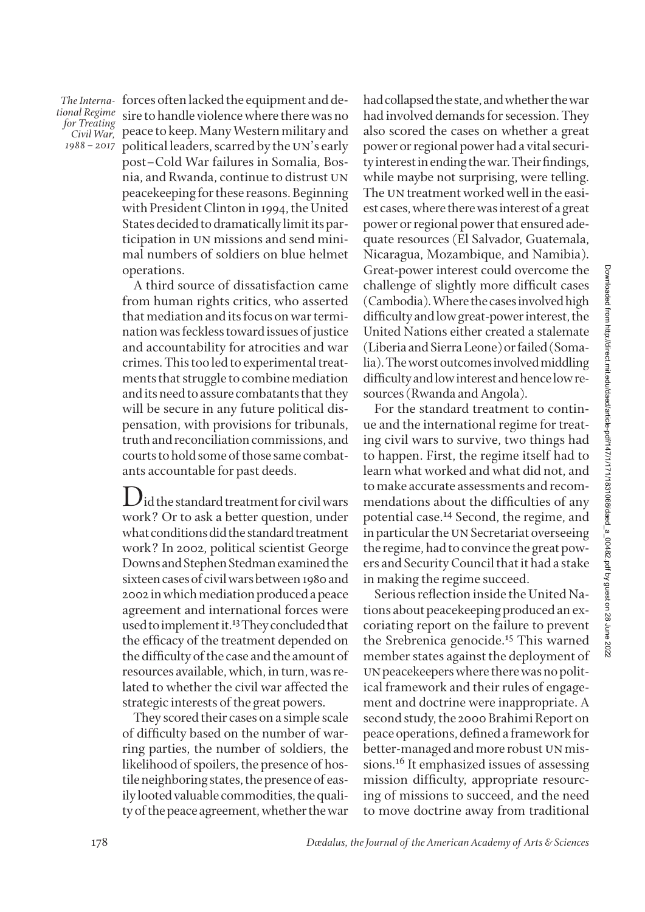forces often lacked the equipment and desire to handle violence where there was no peace to keep. Many Western military and political leaders, scarred by the UN's early post–Cold War failures in Somalia, Bosnia, and Rwanda, continue to distrust UN peacekeeping for these reasons. Beginning with President Clinton in 1994, the United States decided to dramatically limit its participation in UN missions and send minimal numbers of soldiers on blue helmet operations.

A third source of dissatisfaction came from human rights critics, who asserted that mediation and its focus on war termination was feckless toward issues of justice and accountability for atrocities and war crimes. This too led to experimental treatments that struggle to combine mediation and its need to assure combatants that they will be secure in any future political dispensation, with provisions for tribunals, truth and reconciliation commissions, and courts to hold some of those same combatants accountable for past deeds.

Did the standard treatment for civil wars work? Or to ask a better question, under what conditions did the standard treatment work? In 2002, political scientist George Downs and Stephen Stedman examined the sixteen cases of civil wars between 1980 and 2002 in which mediation produced a peace agreement and international forces were used to implement it.[13] They concluded that the efficacy of the treatment depended on the difficulty of the case and the amount of resources available, which, in turn, was related to whether the civil war affected the strategic interests of the great powers.

They scored their cases on a simple scale of difficulty based on the number of warring parties, the number of soldiers, the likelihood of spoilers, the presence of hostile neighboring states, the presence of easily looted valuable commodities, the quality of the peace agreement, whether the war had collapsed the state, and whether the war had involved demands for secession. They also scored the cases on whether a great power or regional power had a vital security interest in ending the war. Their findings, while maybe not surprising, were telling. The UN treatment worked well in the easiest cases, where there was interest of a great power or regional power that ensured adequate resources (El Salvador, Guatemala, Nicaragua, Mozambique, and Namibia). Great-power interest could overcome the challenge of slightly more difficult cases (Cambodia). Where the cases involved high difficulty and low great-power interest, the United Nations either created a stalemate (Liberia and Sierra Leone) or failed (Somalia). The worst outcomes involved middling difficulty and low interest and hence low resources (Rwanda and Angola).

For the standard treatment to continue and the international regime for treating civil wars to survive, two things had to happen. First, the regime itself had to learn what worked and what did not, and to make accurate assessments and recommendations about the difficulties of any potential case.[14] Second, the regime, and in particular the UN Secretariat overseeing the regime, had to convince the great powers and Security Council that it had a stake in making the regime succeed.

Serious reflection inside the United Nations about peacekeeping produced an excoriating report on the failure to prevent the Srebrenica genocide.[15] This warned member states against the deployment of UN peacekeepers where there was no political framework and their rules of engagement and doctrine were inappropriate. A second study, the 2000 Brahimi Report on peace operations, defined a framework for better-managed and more robust UN missions.[16] It emphasized issues of assessing mission difficulty, appropriate resourcing of missions to succeed, and the need to move doctrine away from traditional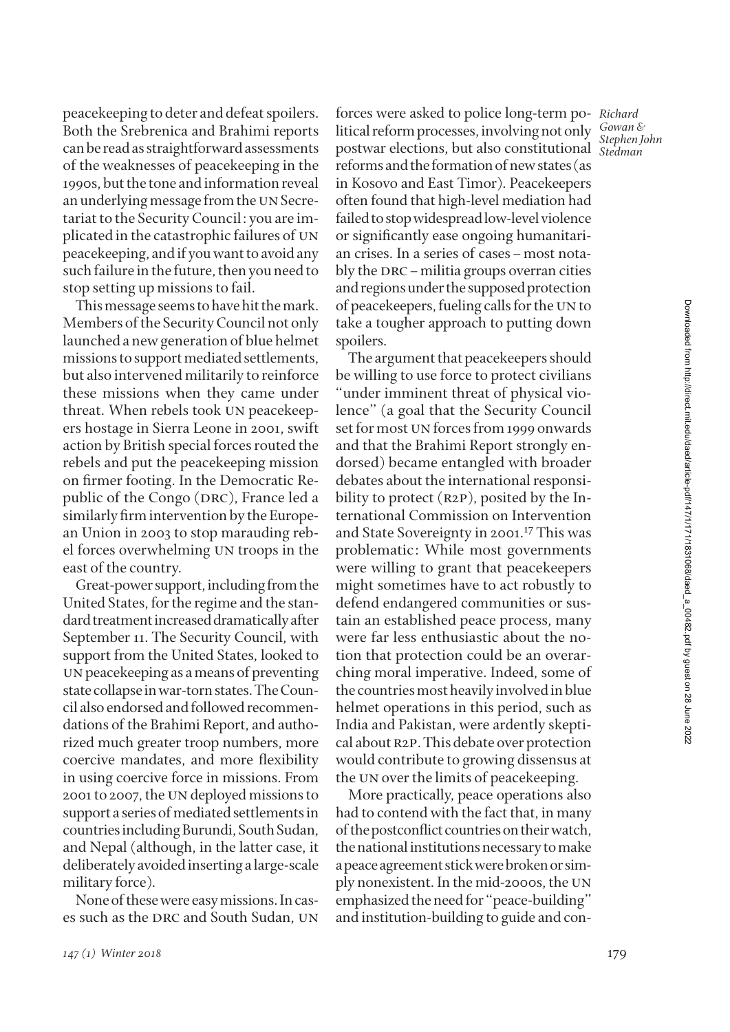peacekeeping to deter and defeat spoilers. Both the Srebrenica and Brahimi reports can be read as straightforward assessments of the weaknesses of peacekeeping in the 1990s, but the tone and information reveal an underlying message from the UN Secretariat to the Security Council: you are implicated in the catastrophic failures of UN peacekeeping, and if you want to avoid any such failure in the future, then you need to stop setting up missions to fail.

This message seems to have hit the mark. Members of the Security Council not only launched a new generation of blue helmet missions to support mediated settlements, but also intervened militarily to reinforce these missions when they came under threat. When rebels took UN peacekeepers hostage in Sierra Leone in 2001, swift action by British special forces routed the rebels and put the peacekeeping mission on firmer footing. In the Democratic Republic of the Congo (DRC), France led a similarly firm intervention by the European Union in 2003 to stop marauding rebel forces overwhelming UN troops in the east of the country.

Great-power support, including from the United States, for the regime and the standard treatment increased dramatically after September 11. The Security Council, with support from the United States, looked to UN peacekeeping as a means of preventing state collapse in war-torn states. The Council also endorsed and followed recommendations of the Brahimi Report, and authorized much greater troop numbers, more coercive mandates, and more flexibility in using coercive force in missions. From 2001 to 2007, the UN deployed missions to support a series of mediated settlements in countries including Burundi, South Sudan, and Nepal (although, in the latter case, it deliberately avoided inserting a large-scale military force).

None of these were easy missions. In cases such as the DRC and South Sudan, UN forces were asked to police long-term political reform processes, involving not only postwar elections, but also constitutional reforms and the formation of new states (as in Kosovo and East Timor). Peacekeepers often found that high-level mediation had failed to stop widespread low-level violence or significantly ease ongoing humanitarian crises. In a series of cases – most notably the DRC – militia groups overran cities and regions under the supposed protection of peacekeepers, fueling calls for the UN to take a tougher approach to putting down spoilers.

The argument that peacekeepers should be willing to use force to protect civilians "under imminent threat of physical violence" (a goal that the Security Council set for most UN forces from 1999 onwards and that the Brahimi Report strongly endorsed) became entangled with broader debates about the international responsibility to protect (R2P), posited by the International Commission on Intervention and State Sovereignty in 2001.[17] This was problematic: While most governments were willing to grant that peacekeepers might sometimes have to act robustly to defend endangered communities or sustain an established peace process, many were far less enthusiastic about the notion that protection could be an overarching moral imperative. Indeed, some of the countries most heavily involved in blue helmet operations in this period, such as India and Pakistan, were ardently skeptical about R2P. This debate over protection would contribute to growing dissensus at the UN over the limits of peacekeeping.

More practically, peace operations also had to contend with the fact that, in many of the postconflict countries on their watch, the national institutions necessary to make a peace agreement stick were broken or simply nonexistent. In the mid-2000s, the UN emphasized the need for "peace-building" and institution-building to guide and con-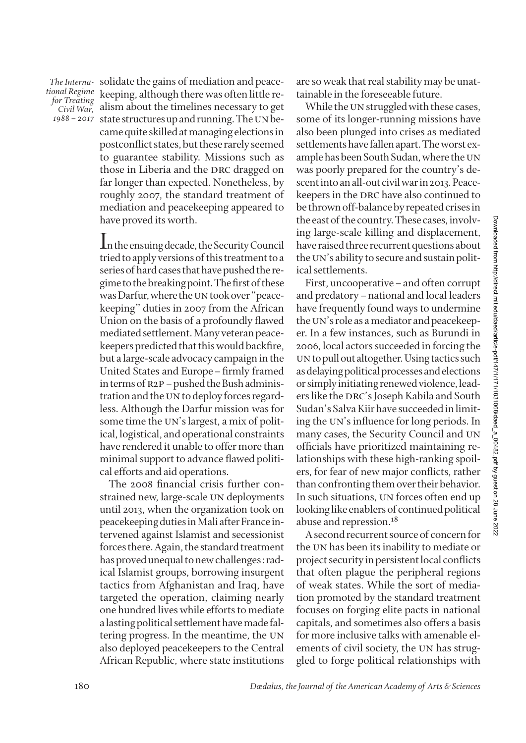solidate the gains of mediation and peacekeeping, although there was often little realism about the timelines necessary to get state structures up and running. The UN became quite skilled at managing elections in postconflict states, but these rarely seemed to guarantee stability. Missions such as those in Liberia and the DRC dragged on far longer than expected. Nonetheless, by roughly 2007, the standard treatment of mediation and peacekeeping appeared to have proved its worth.

In the ensuing decade, the Security Council tried to apply versions of this treatment to a series of hard cases that have pushed the regime to the breaking point. The first of these was Darfur, where the UN took over "peacekeeping" duties in 2007 from the African Union on the basis of a profoundly flawed mediated settlement. Many veteran peacekeepers predicted that this would backfire, but a large-scale advocacy campaign in the United States and Europe – firmly framed in terms of R2P – pushed the Bush administration and the UN to deploy forces regardless. Although the Darfur mission was for some time the UN's largest, a mix of political, logistical, and operational constraints have rendered it unable to offer more than minimal support to advance flawed political efforts and aid operations.

The 2008 financial crisis further constrained new, large-scale UN deployments until 2013, when the organization took on peacekeeping duties in Mali after France intervened against Islamist and secessionist forces there. Again, the standard treatment has proved unequal to new challenges: radical Islamist groups, borrowing insurgent tactics from Afghanistan and Iraq, have targeted the operation, claiming nearly one hundred lives while efforts to mediate a lasting political settlement have made faltering progress. In the meantime, the UN also deployed peacekeepers to the Central African Republic, where state institutions are so weak that real stability may be unattainable in the foreseeable future.

While the UN struggled with these cases, some of its longer-running missions have also been plunged into crises as mediated settlements have fallen apart. The worst example has been South Sudan, where the UN was poorly prepared for the country's descent into an all-out civil war in 2013. Peacekeepers in the DRC have also continued to be thrown off-balance by repeated crises in the east of the country. These cases, involving large-scale killing and displacement, have raised three recurrent questions about the UN's ability to secure and sustain political settlements.

First, uncooperative – and often corrupt and predatory – national and local leaders have frequently found ways to undermine the UN's role as a mediator and peacekeeper. In a few instances, such as Burundi in 2006, local actors succeeded in forcing the UN to pull out altogether. Using tactics such as delaying political processes and elections or simply initiating renewed violence, leaders like the DRC's Joseph Kabila and South Sudan's Salva Kiir have succeeded in limiting the UN's influence for long periods. In many cases, the Security Council and UN officials have prioritized maintaining relationships with these high-ranking spoilers, for fear of new major conflicts, rather than confronting them over their behavior. In such situations, UN forces often end up looking like enablers of continued political abuse and repression.[18]

A second recurrent source of concern for the UN has been its inability to mediate or project security in persistent local conflicts that often plague the peripheral regions of weak states. While the sort of mediation promoted by the standard treatment focuses on forging elite pacts in national capitals, and sometimes also offers a basis for more inclusive talks with amenable elements of civil society, the UN has struggled to forge political relationships with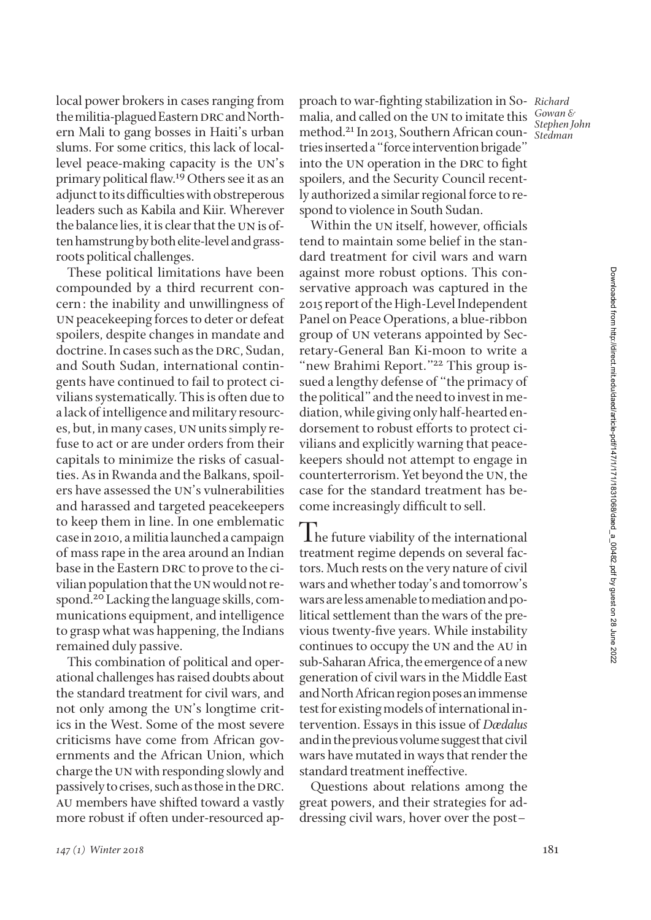local power brokers in cases ranging from the militia-plagued Eastern DRC and Northern Mali to gang bosses in Haiti's urban slums. For some critics, this lack of local-level peace-making capacity is the UN's primary political flaw.[19] Others see it as an adjunct to its difficulties with obstreperous leaders such as Kabila and Kiir. Wherever the balance lies, it is clear that the UN is often hamstrung by both elite-level and grassroots political challenges.

These political limitations have been compounded by a third recurrent concern: the inability and unwillingness of UN peacekeeping forces to deter or defeat spoilers, despite changes in mandate and doctrine. In cases such as the DRC, Sudan, and South Sudan, international contingents have continued to fail to protect civilians systematically. This is often due to a lack of intelligence and military resources, but, in many cases, UN units simply refuse to act or are under orders from their capitals to minimize the risks of casualties. As in Rwanda and the Balkans, spoilers have assessed the UN's vulnerabilities and harassed and targeted peacekeepers to keep them in line. In one emblematic case in 2010, a militia launched a campaign of mass rape in the area around an Indian base in the Eastern DRC to prove to the civilian population that the UN would not respond.[20] Lacking the language skills, communications equipment, and intelligence to grasp what was happening, the Indians remained duly passive.

This combination of political and operational challenges has raised doubts about the standard treatment for civil wars, and not only among the UN's longtime critics in the West. Some of the most severe criticisms have come from African governments and the African Union, which charge the UN with responding slowly and passively to crises, such as those in the DRC. AU members have shifted toward a vastly more robust if often under-resourced approach to war-fighting stabilization in Somalia, and called on the UN to imitate this method.[21] In 2013, Southern African countries inserted a "force intervention brigade" into the UN operation in the DRC to fight spoilers, and the Security Council recently authorized a similar regional force to respond to violence in South Sudan.

Within the UN itself, however, officials tend to maintain some belief in the standard treatment for civil wars and warn against more robust options. This conservative approach was captured in the 2015 report of the High-Level Independent Panel on Peace Operations, a blue-ribbon group of UN veterans appointed by Secretary-General Ban Ki-moon to write a "new Brahimi Report."[22] This group issued a lengthy defense of "the primacy of the political" and the need to invest in mediation, while giving only half-hearted endorsement to robust efforts to protect civilians and explicitly warning that peacekeepers should not attempt to engage in counterterrorism. Yet beyond the UN, the case for the standard treatment has become increasingly difficult to sell.

The future viability of the international treatment regime depends on several factors. Much rests on the very nature of civil wars and whether today's and tomorrow's wars are less amenable to mediation and political settlement than the wars of the previous twenty-five years. While instability continues to occupy the UN and the AU in sub-Saharan Africa, the emergence of a new generation of civil wars in the Middle East and North African region poses an immense test for existing models of international intervention. Essays in this issue of *Dædalus* and in the previous volume suggest that civil wars have mutated in ways that render the standard treatment ineffective.

Questions about relations among the great powers, and their strategies for addressing civil wars, hover over the post–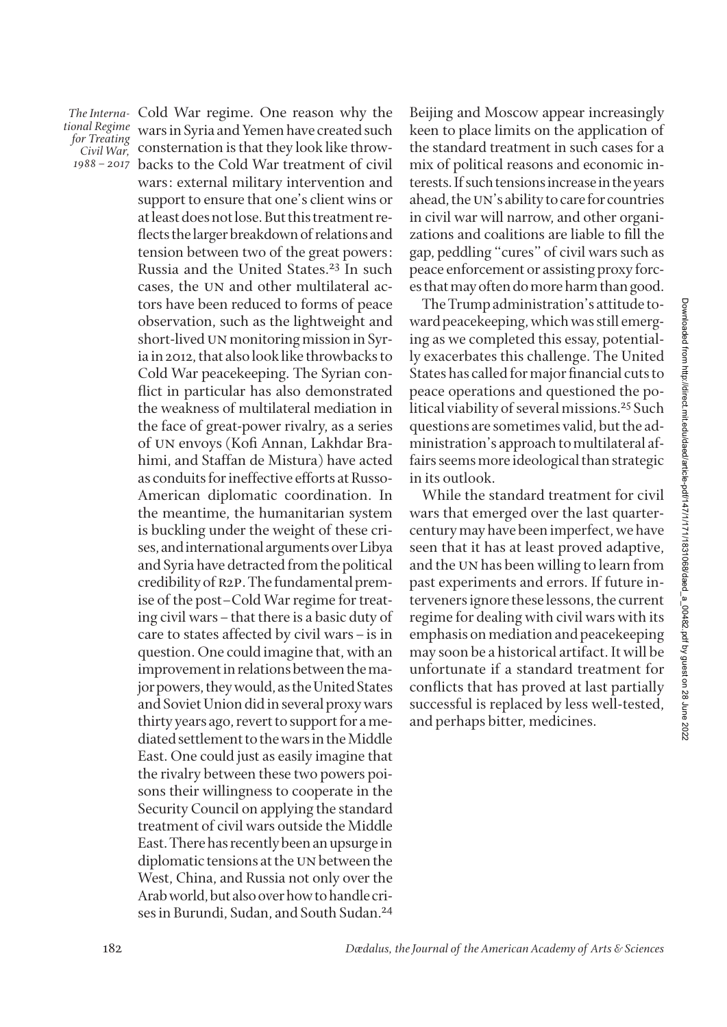Cold War regime. One reason why the wars in Syria and Yemen have created such consternation is that they look like throwbacks to the Cold War treatment of civil wars: external military intervention and support to ensure that one's client wins or at least does not lose. But this treatment reflects the larger breakdown of relations and tension between two of the great powers: Russia and the United States.[23] In such cases, the UN and other multilateral actors have been reduced to forms of peace observation, such as the lightweight and short-lived UN monitoring mission in Syria in 2012, that also look like throwbacks to Cold War peacekeeping. The Syrian conflict in particular has also demonstrated the weakness of multilateral mediation in the face of great-power rivalry, as a series of UN envoys (Kofi Annan, Lakhdar Brahimi, and Staffan de Mistura) have acted as conduits for ineffective efforts at Russo-American diplomatic coordination. In the meantime, the humanitarian system is buckling under the weight of these crises, and international arguments over Libya and Syria have detracted from the political credibility of R2P. The fundamental premise of the post–Cold War regime for treating civil wars – that there is a basic duty of care to states affected by civil wars – is in question. One could imagine that, with an improvement in relations between the major powers, they would, as the United States and Soviet Union did in several proxy wars thirty years ago, revert to support for a mediated settlement to the wars in the Middle East. One could just as easily imagine that the rivalry between these two powers poisons their willingness to cooperate in the Security Council on applying the standard treatment of civil wars outside the Middle East. There has recently been an upsurge in diplomatic tensions at the UN between the West, China, and Russia not only over the Arab world, but also over how to handle crises in Burundi, Sudan, and South Sudan.[24] Beijing and Moscow appear increasingly keen to place limits on the application of the standard treatment in such cases for a mix of political reasons and economic interests. If such tensions increase in the years ahead, the UN's ability to care for countries in civil war will narrow, and other organizations and coalitions are liable to fill the gap, peddling "cures" of civil wars such as peace enforcement or assisting proxy forces that may often do more harm than good.

The Trump administration's attitude toward peacekeeping, which was still emerging as we completed this essay, potentially exacerbates this challenge. The United States has called for major financial cuts to peace operations and questioned the political viability of several missions.[25] Such questions are sometimes valid, but the administration's approach to multilateral affairs seems more ideological than strategic in its outlook.

While the standard treatment for civil wars that emerged over the last quarter-century may have been imperfect, we have seen that it has at least proved adaptive, and the UN has been willing to learn from past experiments and errors. If future interveners ignore these lessons, the current regime for dealing with civil wars with its emphasis on mediation and peacekeeping may soon be a historical artifact. It will be unfortunate if a standard treatment for conflicts that has proved at last partially successful is replaced by less well-tested, and perhaps bitter, medicines.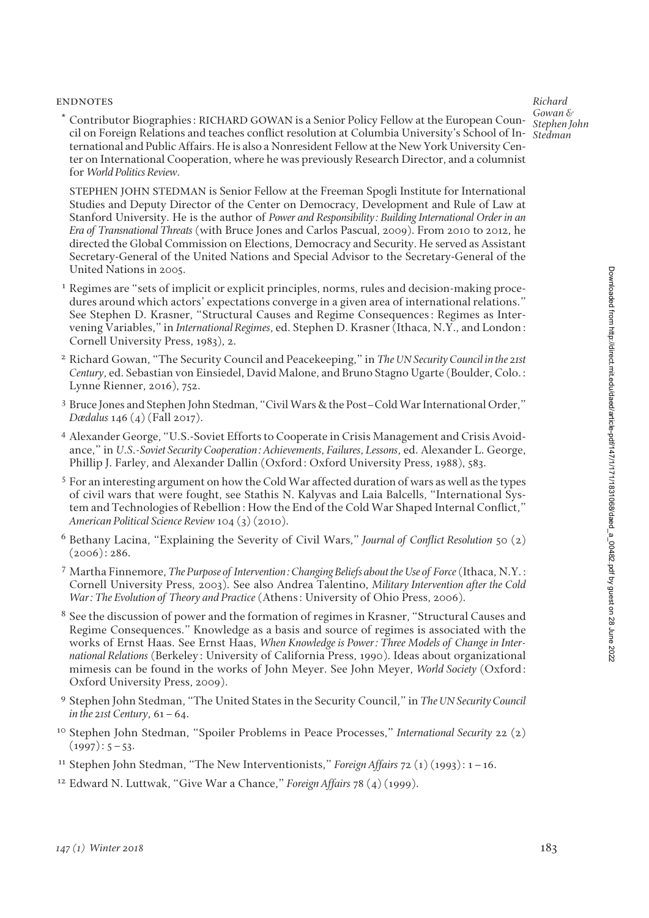## ENDNOTES

* Contributor Biographies: RICHARD GOWAN is a Senior Policy Fellow at the European Council on Foreign Relations and teaches conflict resolution at Columbia University's School of International and Public Affairs. He is also a Nonresident Fellow at the New York University Center on International Cooperation, where he was previously Research Director, and a columnist for *World Politics Review*.

  STEPHEN JOHN STEDMAN is Senior Fellow at the Freeman Spogli Institute for International Studies and Deputy Director of the Center on Democracy, Development and Rule of Law at Stanford University. He is the author of *Power and Responsibility: Building International Order in an Era of Transnational Threats* (with Bruce Jones and Carlos Pascual, 2009). From 2010 to 2012, he directed the Global Commission on Elections, Democracy and Security. He served as Assistant Secretary-General of the United Nations and Special Advisor to the Secretary-General of the United Nations in 2005.

1 Regimes are "sets of implicit or explicit principles, norms, rules and decision-making procedures around which actors' expectations converge in a given area of international relations." See Stephen D. Krasner, "Structural Causes and Regime Consequences: Regimes as Intervening Variables," in *International Regimes*, ed. Stephen D. Krasner (Ithaca, N.Y., and London: Cornell University Press, 1983), 2.

2 Richard Gowan, "The Security Council and Peacekeeping," in *The UN Security Council in the 21st Century*, ed. Sebastian von Einsiedel, David Malone, and Bruno Stagno Ugarte (Boulder, Colo.: Lynne Rienner, 2016), 752.

3 Bruce Jones and Stephen John Stedman, "Civil Wars & the Post–Cold War International Order," *Dædalus* 146 (4) (Fall 2017).

4 Alexander George, "U.S.-Soviet Efforts to Cooperate in Crisis Management and Crisis Avoidance," in *U.S.-Soviet Security Cooperation: Achievements, Failures, Lessons*, ed. Alexander L. George, Phillip J. Farley, and Alexander Dallin (Oxford: Oxford University Press, 1988), 583.

5 For an interesting argument on how the Cold War affected duration of wars as well as the types of civil wars that were fought, see Stathis N. Kalyvas and Laia Balcells, "International System and Technologies of Rebellion: How the End of the Cold War Shaped Internal Conflict," *American Political Science Review* 104 (3) (2010).

6 Bethany Lacina, "Explaining the Severity of Civil Wars," *Journal of Conflict Resolution* 50 (2) (2006): 286.

7 Martha Finnemore, *The Purpose of Intervention: Changing Beliefs about the Use of Force* (Ithaca, N.Y.: Cornell University Press, 2003). See also Andrea Talentino, *Military Intervention after the Cold War: The Evolution of Theory and Practice* (Athens: University of Ohio Press, 2006).

8 See the discussion of power and the formation of regimes in Krasner, "Structural Causes and Regime Consequences." Knowledge as a basis and source of regimes is associated with the works of Ernst Haas. See Ernst Haas, *When Knowledge is Power: Three Models of Change in International Relations* (Berkeley: University of California Press, 1990). Ideas about organizational mimesis can be found in the works of John Meyer. See John Meyer, *World Society* (Oxford: Oxford University Press, 2009).

9 Stephen John Stedman, "The United States in the Security Council," in *The UN Security Council in the 21st Century*, 61–64.

10 Stephen John Stedman, "Spoiler Problems in Peace Processes," *International Security* 22 (2) (1997): 5–53.

11 Stephen John Stedman, "The New Interventionists," *Foreign Affairs* 72 (1) (1993): 1–16.

12 Edward N. Luttwak, "Give War a Chance," *Foreign Affairs* 78 (4) (1999).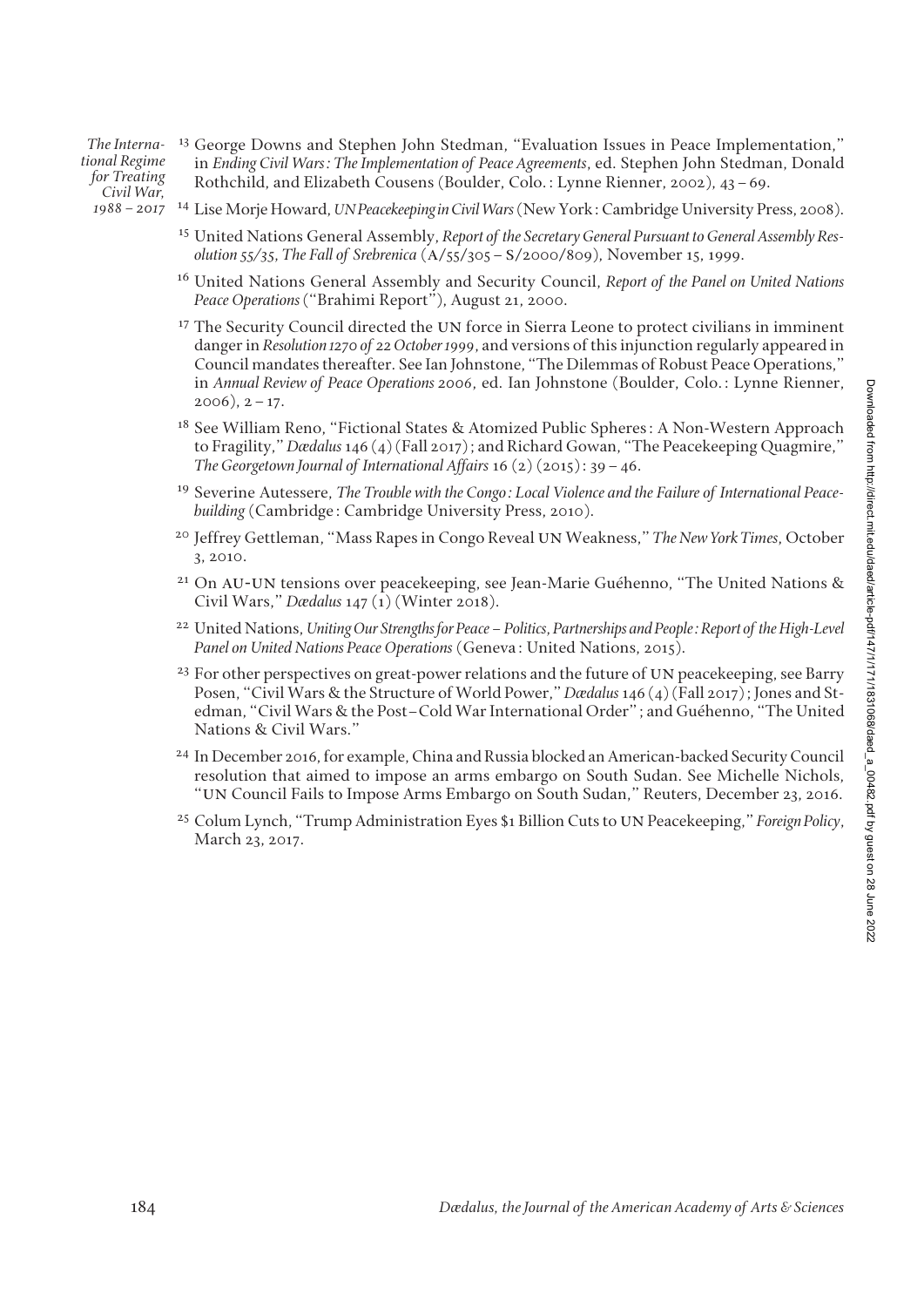[13] George Downs and Stephen John Stedman, "Evaluation Issues in Peace Implementation," in *Ending Civil Wars: The Implementation of Peace Agreements*, ed. Stephen John Stedman, Donald Rothchild, and Elizabeth Cousens (Boulder, Colo.: Lynne Rienner, 2002), 43–69.

[14] Lise Morje Howard, *UN Peacekeeping in Civil Wars* (New York: Cambridge University Press, 2008).

[15] United Nations General Assembly, *Report of the Secretary General Pursuant to General Assembly Resolution 55/35, The Fall of Srebrenica* (A/55/305–S/2000/809), November 15, 1999.

[16] United Nations General Assembly and Security Council, *Report of the Panel on United Nations Peace Operations* ("Brahimi Report"), August 21, 2000.

[17] The Security Council directed the UN force in Sierra Leone to protect civilians in imminent danger in *Resolution 1270 of 22 October 1999*, and versions of this injunction regularly appeared in Council mandates thereafter. See Ian Johnstone, "The Dilemmas of Robust Peace Operations," in *Annual Review of Peace Operations 2006*, ed. Ian Johnstone (Boulder, Colo.: Lynne Rienner, 2006), 2–17.

[18] See William Reno, "Fictional States & Atomized Public Spheres: A Non-Western Approach to Fragility," *Dædalus* 146 (4) (Fall 2017); and Richard Gowan, "The Peacekeeping Quagmire," *The Georgetown Journal of International Affairs* 16 (2) (2015): 39–46.

[19] Severine Autessere, *The Trouble with the Congo: Local Violence and the Failure of International Peacebuilding* (Cambridge: Cambridge University Press, 2010).

[20] Jeffrey Gettleman, "Mass Rapes in Congo Reveal UN Weakness," *The New York Times*, October 3, 2010.

[21] On AU-UN tensions over peacekeeping, see Jean-Marie Guéhenno, "The United Nations & Civil Wars," *Dædalus* 147 (1) (Winter 2018).

[22] United Nations, *Uniting Our Strengths for Peace – Politics, Partnerships and People: Report of the High-Level Panel on United Nations Peace Operations* (Geneva: United Nations, 2015).

[23] For other perspectives on great-power relations and the future of UN peacekeeping, see Barry Posen, "Civil Wars & the Structure of World Power," *Dædalus* 146 (4) (Fall 2017); Jones and Stedman, "Civil Wars & the Post–Cold War International Order"; and Guéhenno, "The United Nations & Civil Wars."

[24] In December 2016, for example, China and Russia blocked an American-backed Security Council resolution that aimed to impose an arms embargo on South Sudan. See Michelle Nichols, "UN Council Fails to Impose Arms Embargo on South Sudan," Reuters, December 23, 2016.

[25] Colum Lynch, "Trump Administration Eyes $1 Billion Cuts to UN Peacekeeping," *Foreign Policy*, March 23, 2017.